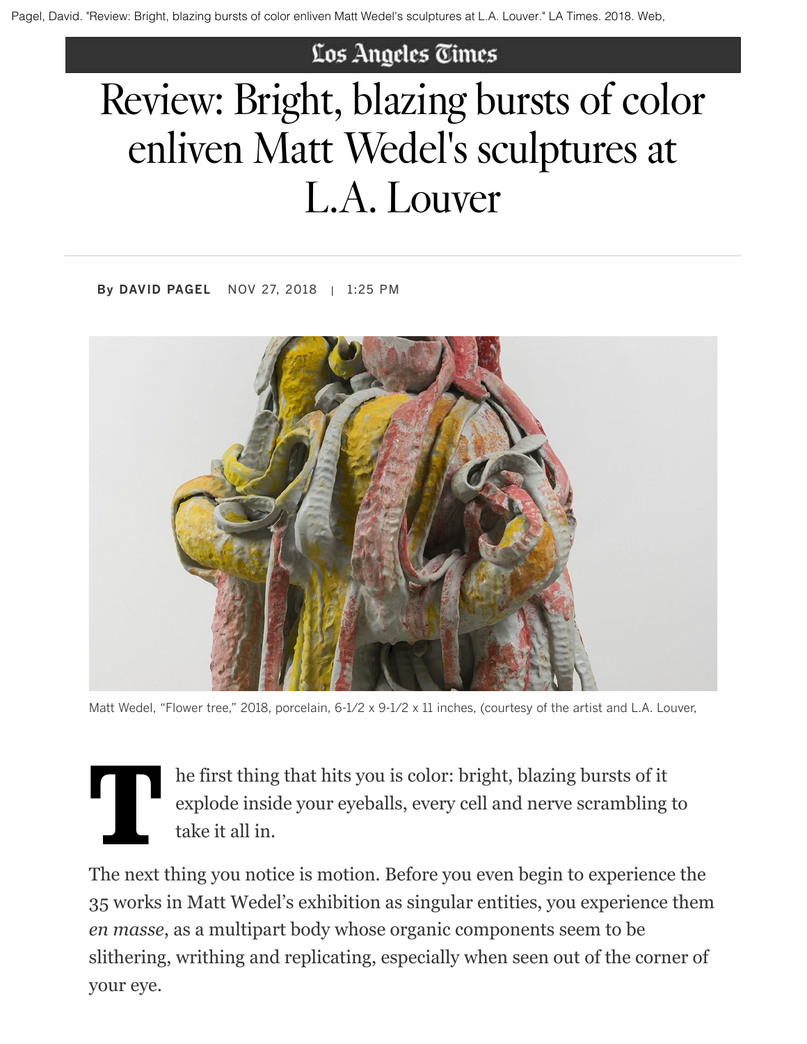Pagel, David. "Review: Bright, blazing bursts of color enliven Matt Wedel's sculptures at L.A. Louver." LA Times. 2018. Web,

Los Angeles Times

# Review: Bright, blazing bursts of color enliven Matt Wedel's sculptures at L.A. Louver

**By DAVID PAGEL** NOV 27, 2018 | 1:25 PM

Matt Wedel, "Flower tree," 2018, porcelain, 6-1/2 x 9-1/2 x 11 inches, (courtesy of the artist and L.A. Louver,

The first thing that hits you is color: bright, blazing bursts of it explode inside your eyeballs, every cell and nerve scrambling to take it all in.

The next thing you notice is motion. Before you even begin to experience the 35 works in Matt Wedel's exhibition as singular entities, you experience them *en masse*, as a multipart body whose organic components seem to be slithering, writhing and replicating, especially when seen out of the corner of your eye.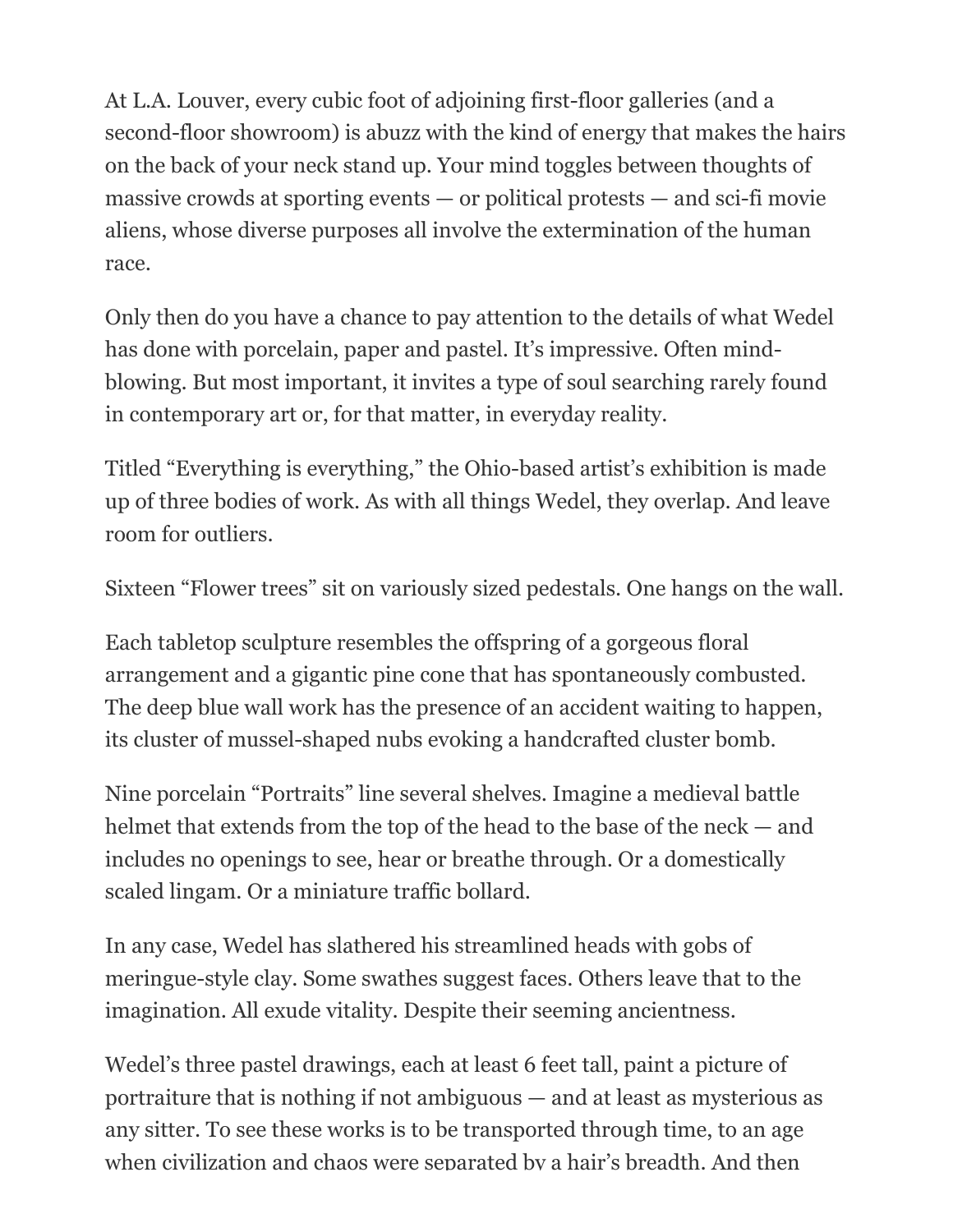At L.A. Louver, every cubic foot of adjoining first-floor galleries (and a second-floor showroom) is abuzz with the kind of energy that makes the hairs on the back of your neck stand up. Your mind toggles between thoughts of massive crowds at sporting events — or political protests — and sci-fi movie aliens, whose diverse purposes all involve the extermination of the human race.

Only then do you have a chance to pay attention to the details of what Wedel has done with porcelain, paper and pastel. It's impressive. Often mind-blowing. But most important, it invites a type of soul searching rarely found in contemporary art or, for that matter, in everyday reality.

Titled "Everything is everything," the Ohio-based artist's exhibition is made up of three bodies of work. As with all things Wedel, they overlap. And leave room for outliers.

Sixteen "Flower trees" sit on variously sized pedestals. One hangs on the wall.

Each tabletop sculpture resembles the offspring of a gorgeous floral arrangement and a gigantic pine cone that has spontaneously combusted. The deep blue wall work has the presence of an accident waiting to happen, its cluster of mussel-shaped nubs evoking a handcrafted cluster bomb.

Nine porcelain "Portraits" line several shelves. Imagine a medieval battle helmet that extends from the top of the head to the base of the neck — and includes no openings to see, hear or breathe through. Or a domestically scaled lingam. Or a miniature traffic bollard.

In any case, Wedel has slathered his streamlined heads with gobs of meringue-style clay. Some swathes suggest faces. Others leave that to the imagination. All exude vitality. Despite their seeming ancientness.

Wedel's three pastel drawings, each at least 6 feet tall, paint a picture of portraiture that is nothing if not ambiguous — and at least as mysterious as any sitter. To see these works is to be transported through time, to an age when civilization and chaos were separated by a hair's breadth. And then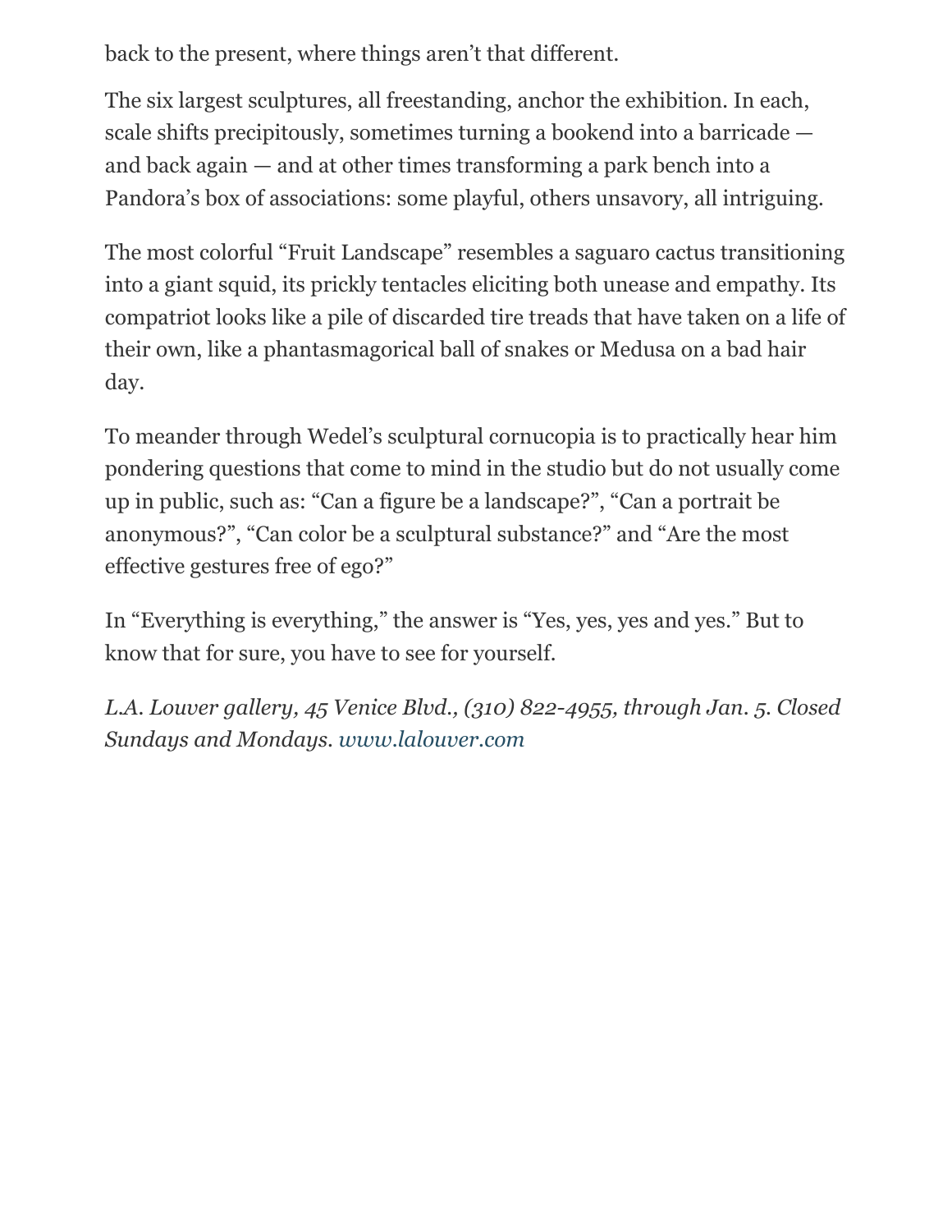back to the present, where things aren't that different.

The six largest sculptures, all freestanding, anchor the exhibition. In each, scale shifts precipitously, sometimes turning a bookend into a barricade — and back again — and at other times transforming a park bench into a Pandora's box of associations: some playful, others unsavory, all intriguing.

The most colorful "Fruit Landscape" resembles a saguaro cactus transitioning into a giant squid, its prickly tentacles eliciting both unease and empathy. Its compatriot looks like a pile of discarded tire treads that have taken on a life of their own, like a phantasmagorical ball of snakes or Medusa on a bad hair day.

To meander through Wedel's sculptural cornucopia is to practically hear him pondering questions that come to mind in the studio but do not usually come up in public, such as: "Can a figure be a landscape?", "Can a portrait be anonymous?", "Can color be a sculptural substance?" and "Are the most effective gestures free of ego?"

In "Everything is everything," the answer is "Yes, yes, yes and yes." But to know that for sure, you have to see for yourself.

*L.A. Louver gallery, 45 Venice Blvd., (310) 822-4955, through Jan. 5. Closed Sundays and Mondays. www.lalouver.com*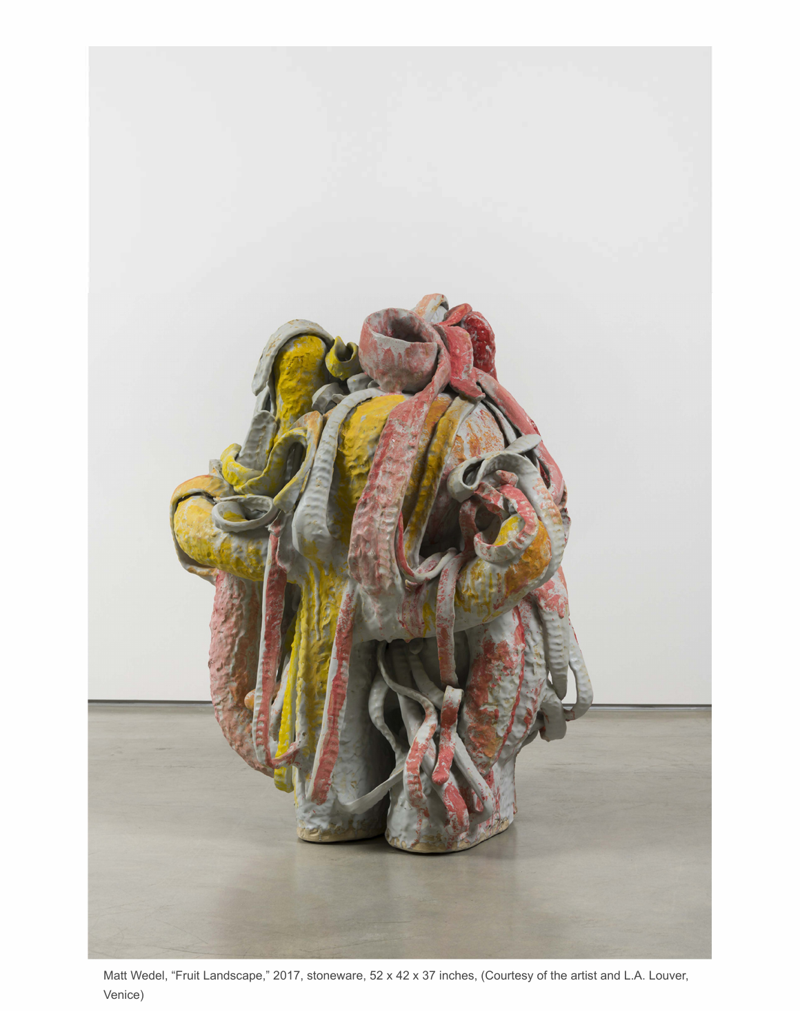Matt Wedel, “Fruit Landscape,” 2017, stoneware, 52 x 42 x 37 inches, (Courtesy of the artist and L.A. Louver, Venice)